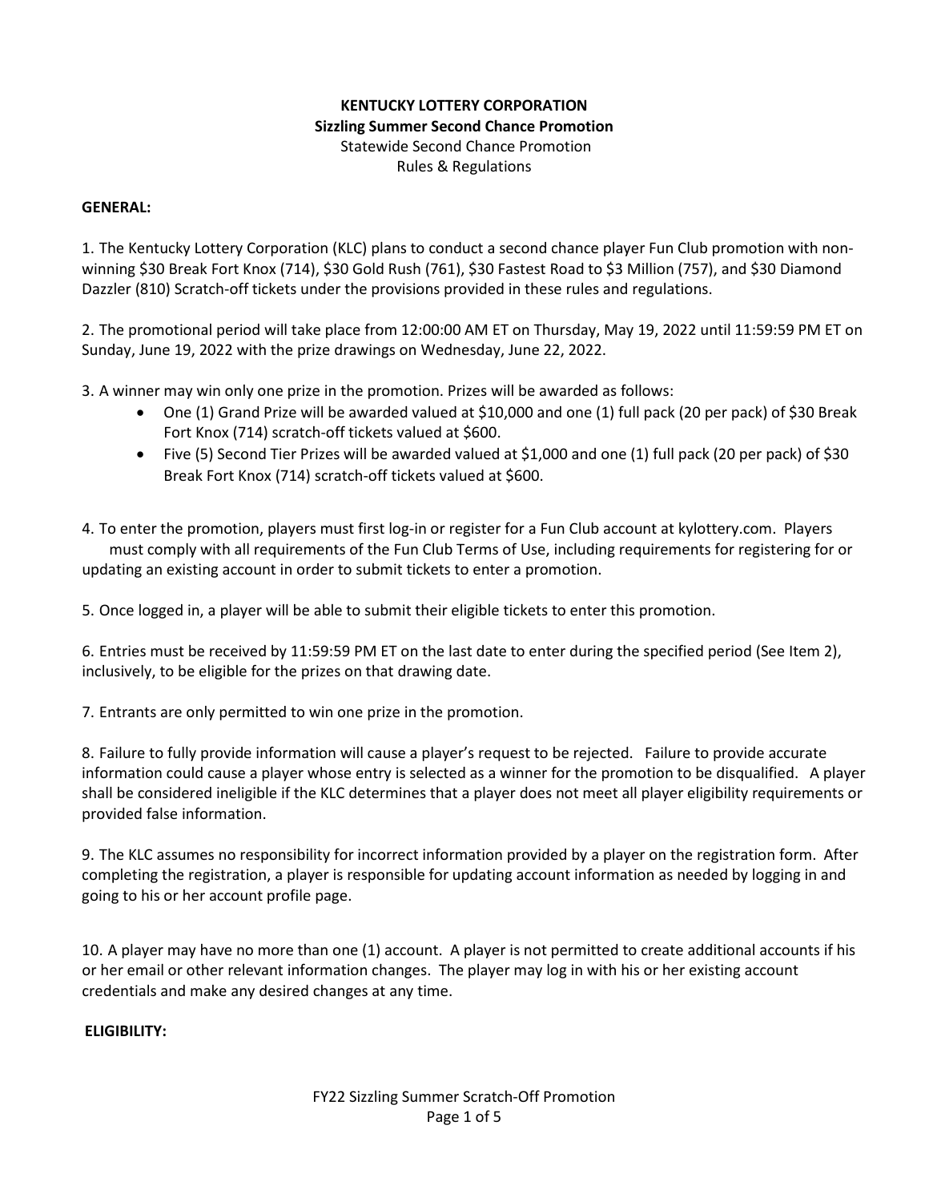**KENTUCKY LOTTERY CORPORATION**
**Sizzling Summer Second Chance Promotion**
Statewide Second Chance Promotion
Rules & Regulations

**GENERAL:**

1. The Kentucky Lottery Corporation (KLC) plans to conduct a second chance player Fun Club promotion with non-winning $30 Break Fort Knox (714), $30 Gold Rush (761), $30 Fastest Road to $3 Million (757), and $30 Diamond Dazzler (810) Scratch-off tickets under the provisions provided in these rules and regulations.

2. The promotional period will take place from 12:00:00 AM ET on Thursday, May 19, 2022 until 11:59:59 PM ET on Sunday, June 19, 2022 with the prize drawings on Wednesday, June 22, 2022.

3. A winner may win only one prize in the promotion. Prizes will be awarded as follows:
   - One (1) Grand Prize will be awarded valued at $10,000 and one (1) full pack (20 per pack) of $30 Break Fort Knox (714) scratch-off tickets valued at $600.
   - Five (5) Second Tier Prizes will be awarded valued at $1,000 and one (1) full pack (20 per pack) of $30 Break Fort Knox (714) scratch-off tickets valued at $600.

4. To enter the promotion, players must first log-in or register for a Fun Club account at kylottery.com. Players must comply with all requirements of the Fun Club Terms of Use, including requirements for registering for or updating an existing account in order to submit tickets to enter a promotion.

5. Once logged in, a player will be able to submit their eligible tickets to enter this promotion.

6. Entries must be received by 11:59:59 PM ET on the last date to enter during the specified period (See Item 2), inclusively, to be eligible for the prizes on that drawing date.

7. Entrants are only permitted to win one prize in the promotion.

8. Failure to fully provide information will cause a player's request to be rejected. Failure to provide accurate information could cause a player whose entry is selected as a winner for the promotion to be disqualified. A player shall be considered ineligible if the KLC determines that a player does not meet all player eligibility requirements or provided false information.

9. The KLC assumes no responsibility for incorrect information provided by a player on the registration form. After completing the registration, a player is responsible for updating account information as needed by logging in and going to his or her account profile page.

10. A player may have no more than one (1) account. A player is not permitted to create additional accounts if his or her email or other relevant information changes. The player may log in with his or her existing account credentials and make any desired changes at any time.

**ELIGIBILITY:**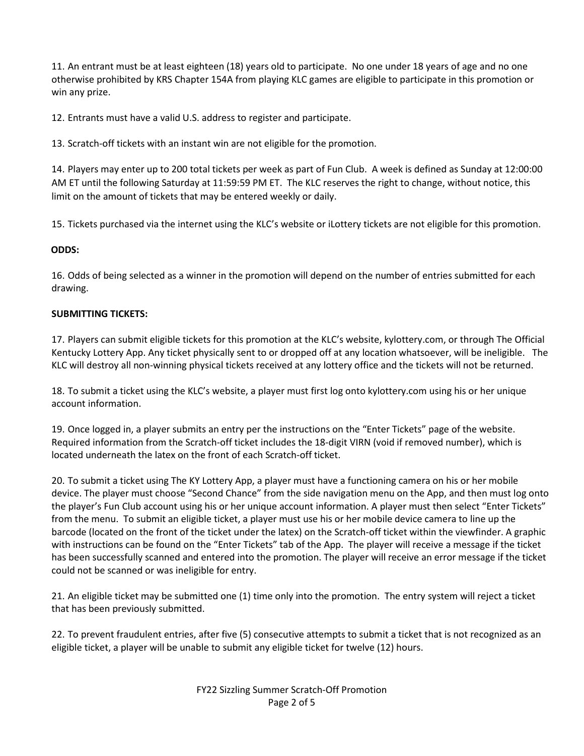11. An entrant must be at least eighteen (18) years old to participate. No one under 18 years of age and no one otherwise prohibited by KRS Chapter 154A from playing KLC games are eligible to participate in this promotion or win any prize.

12. Entrants must have a valid U.S. address to register and participate.

13. Scratch-off tickets with an instant win are not eligible for the promotion.

14. Players may enter up to 200 total tickets per week as part of Fun Club. A week is defined as Sunday at 12:00:00 AM ET until the following Saturday at 11:59:59 PM ET. The KLC reserves the right to change, without notice, this limit on the amount of tickets that may be entered weekly or daily.

15. Tickets purchased via the internet using the KLC's website or iLottery tickets are not eligible for this promotion.

**ODDS:**

16. Odds of being selected as a winner in the promotion will depend on the number of entries submitted for each drawing.

**SUBMITTING TICKETS:**

17. Players can submit eligible tickets for this promotion at the KLC's website, kylottery.com, or through The Official Kentucky Lottery App. Any ticket physically sent to or dropped off at any location whatsoever, will be ineligible. The KLC will destroy all non-winning physical tickets received at any lottery office and the tickets will not be returned.

18. To submit a ticket using the KLC's website, a player must first log onto kylottery.com using his or her unique account information.

19. Once logged in, a player submits an entry per the instructions on the "Enter Tickets" page of the website. Required information from the Scratch-off ticket includes the 18-digit VIRN (void if removed number), which is located underneath the latex on the front of each Scratch-off ticket.

20. To submit a ticket using The KY Lottery App, a player must have a functioning camera on his or her mobile device. The player must choose "Second Chance" from the side navigation menu on the App, and then must log onto the player's Fun Club account using his or her unique account information. A player must then select "Enter Tickets" from the menu. To submit an eligible ticket, a player must use his or her mobile device camera to line up the barcode (located on the front of the ticket under the latex) on the Scratch-off ticket within the viewfinder. A graphic with instructions can be found on the "Enter Tickets" tab of the App. The player will receive a message if the ticket has been successfully scanned and entered into the promotion. The player will receive an error message if the ticket could not be scanned or was ineligible for entry.

21. An eligible ticket may be submitted one (1) time only into the promotion. The entry system will reject a ticket that has been previously submitted.

22. To prevent fraudulent entries, after five (5) consecutive attempts to submit a ticket that is not recognized as an eligible ticket, a player will be unable to submit any eligible ticket for twelve (12) hours.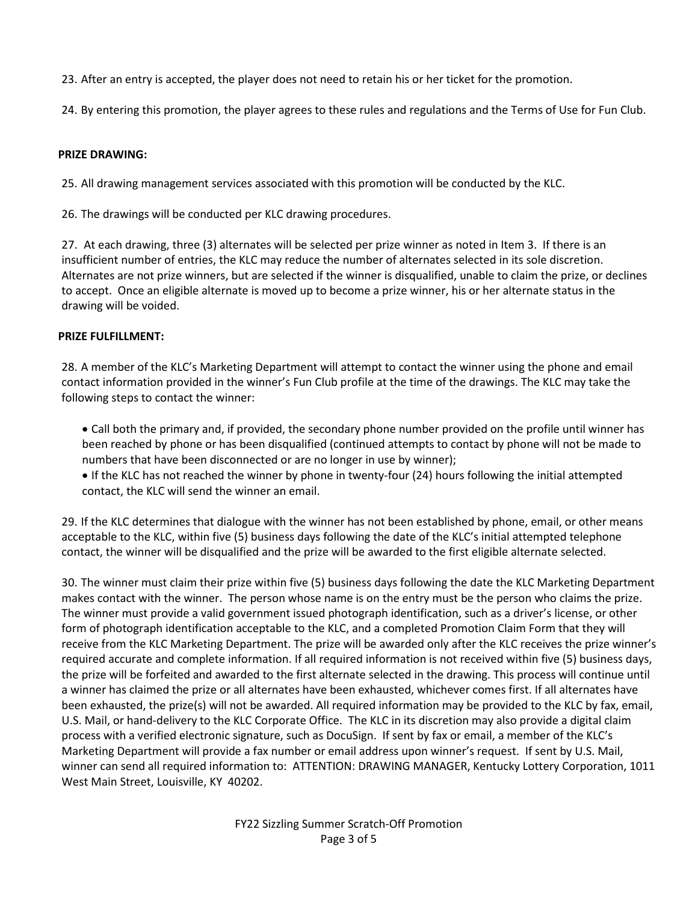23. After an entry is accepted, the player does not need to retain his or her ticket for the promotion.

24. By entering this promotion, the player agrees to these rules and regulations and the Terms of Use for Fun Club.

**PRIZE DRAWING:**

25. All drawing management services associated with this promotion will be conducted by the KLC.

26. The drawings will be conducted per KLC drawing procedures.

27. At each drawing, three (3) alternates will be selected per prize winner as noted in Item 3. If there is an insufficient number of entries, the KLC may reduce the number of alternates selected in its sole discretion. Alternates are not prize winners, but are selected if the winner is disqualified, unable to claim the prize, or declines to accept. Once an eligible alternate is moved up to become a prize winner, his or her alternate status in the drawing will be voided.

**PRIZE FULFILLMENT:**

28. A member of the KLC's Marketing Department will attempt to contact the winner using the phone and email contact information provided in the winner's Fun Club profile at the time of the drawings. The KLC may take the following steps to contact the winner:

- Call both the primary and, if provided, the secondary phone number provided on the profile until winner has been reached by phone or has been disqualified (continued attempts to contact by phone will not be made to numbers that have been disconnected or are no longer in use by winner);
- If the KLC has not reached the winner by phone in twenty-four (24) hours following the initial attempted contact, the KLC will send the winner an email.

29. If the KLC determines that dialogue with the winner has not been established by phone, email, or other means acceptable to the KLC, within five (5) business days following the date of the KLC's initial attempted telephone contact, the winner will be disqualified and the prize will be awarded to the first eligible alternate selected.

30. The winner must claim their prize within five (5) business days following the date the KLC Marketing Department makes contact with the winner. The person whose name is on the entry must be the person who claims the prize. The winner must provide a valid government issued photograph identification, such as a driver's license, or other form of photograph identification acceptable to the KLC, and a completed Promotion Claim Form that they will receive from the KLC Marketing Department. The prize will be awarded only after the KLC receives the prize winner's required accurate and complete information. If all required information is not received within five (5) business days, the prize will be forfeited and awarded to the first alternate selected in the drawing. This process will continue until a winner has claimed the prize or all alternates have been exhausted, whichever comes first. If all alternates have been exhausted, the prize(s) will not be awarded. All required information may be provided to the KLC by fax, email, U.S. Mail, or hand-delivery to the KLC Corporate Office. The KLC in its discretion may also provide a digital claim process with a verified electronic signature, such as DocuSign. If sent by fax or email, a member of the KLC's Marketing Department will provide a fax number or email address upon winner's request. If sent by U.S. Mail, winner can send all required information to: ATTENTION: DRAWING MANAGER, Kentucky Lottery Corporation, 1011 West Main Street, Louisville, KY 40202.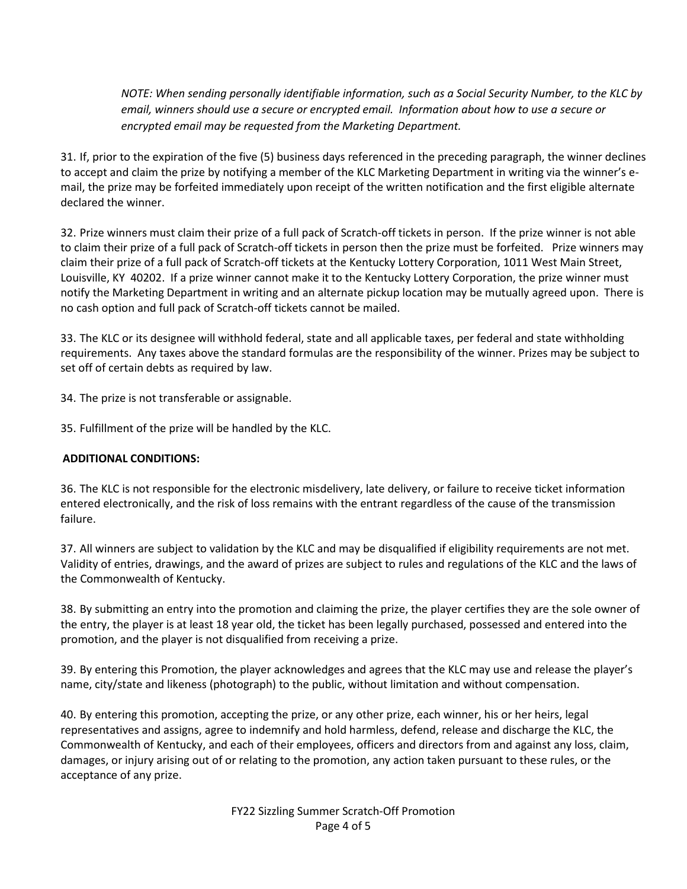*NOTE: When sending personally identifiable information, such as a Social Security Number, to the KLC by email, winners should use a secure or encrypted email. Information about how to use a secure or encrypted email may be requested from the Marketing Department.*

31. If, prior to the expiration of the five (5) business days referenced in the preceding paragraph, the winner declines to accept and claim the prize by notifying a member of the KLC Marketing Department in writing via the winner's e-mail, the prize may be forfeited immediately upon receipt of the written notification and the first eligible alternate declared the winner.

32. Prize winners must claim their prize of a full pack of Scratch-off tickets in person. If the prize winner is not able to claim their prize of a full pack of Scratch-off tickets in person then the prize must be forfeited. Prize winners may claim their prize of a full pack of Scratch-off tickets at the Kentucky Lottery Corporation, 1011 West Main Street, Louisville, KY 40202. If a prize winner cannot make it to the Kentucky Lottery Corporation, the prize winner must notify the Marketing Department in writing and an alternate pickup location may be mutually agreed upon. There is no cash option and full pack of Scratch-off tickets cannot be mailed.

33. The KLC or its designee will withhold federal, state and all applicable taxes, per federal and state withholding requirements. Any taxes above the standard formulas are the responsibility of the winner. Prizes may be subject to set off of certain debts as required by law.

34. The prize is not transferable or assignable.

35. Fulfillment of the prize will be handled by the KLC.

**ADDITIONAL CONDITIONS:**

36. The KLC is not responsible for the electronic misdelivery, late delivery, or failure to receive ticket information entered electronically, and the risk of loss remains with the entrant regardless of the cause of the transmission failure.

37. All winners are subject to validation by the KLC and may be disqualified if eligibility requirements are not met. Validity of entries, drawings, and the award of prizes are subject to rules and regulations of the KLC and the laws of the Commonwealth of Kentucky.

38. By submitting an entry into the promotion and claiming the prize, the player certifies they are the sole owner of the entry, the player is at least 18 year old, the ticket has been legally purchased, possessed and entered into the promotion, and the player is not disqualified from receiving a prize.

39. By entering this Promotion, the player acknowledges and agrees that the KLC may use and release the player's name, city/state and likeness (photograph) to the public, without limitation and without compensation.

40. By entering this promotion, accepting the prize, or any other prize, each winner, his or her heirs, legal representatives and assigns, agree to indemnify and hold harmless, defend, release and discharge the KLC, the Commonwealth of Kentucky, and each of their employees, officers and directors from and against any loss, claim, damages, or injury arising out of or relating to the promotion, any action taken pursuant to these rules, or the acceptance of any prize.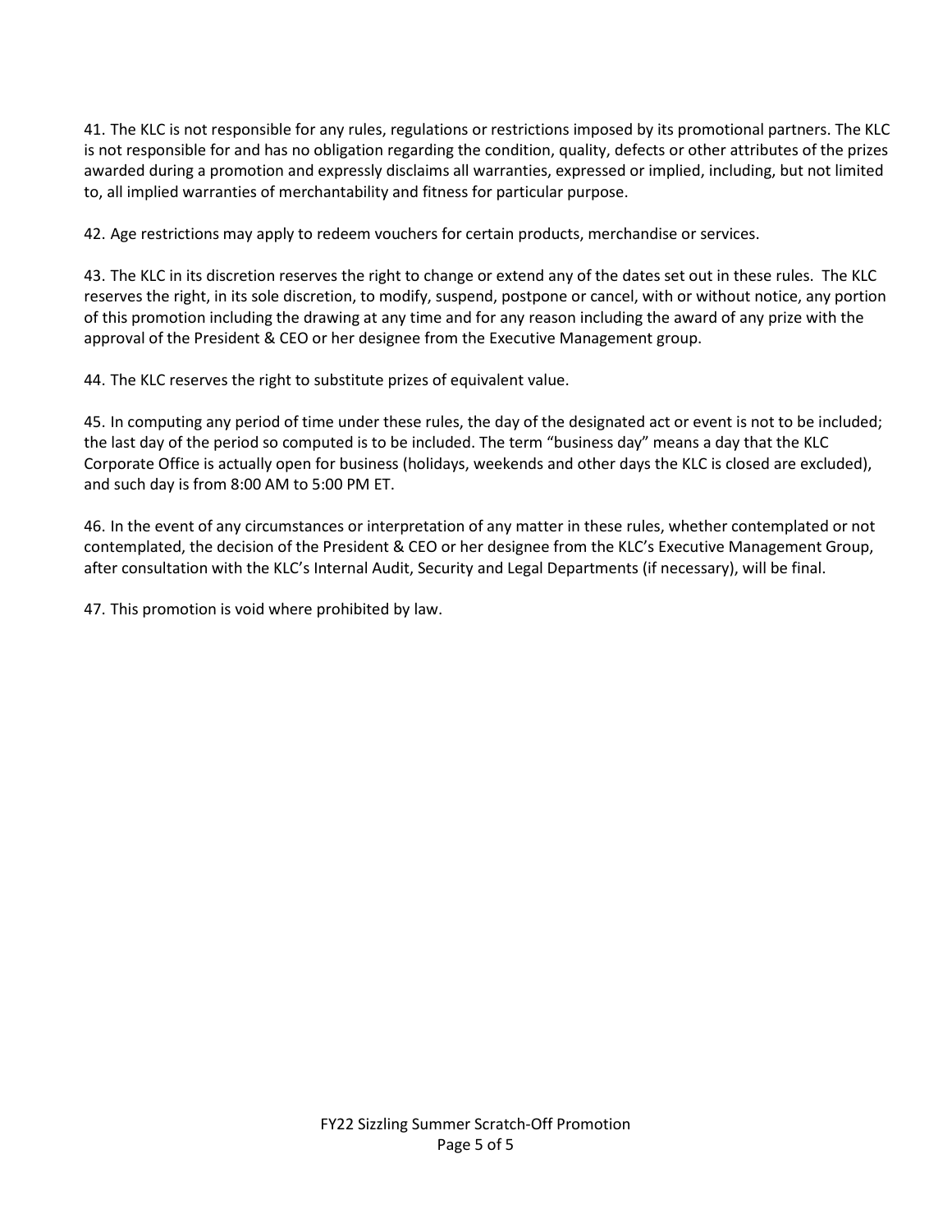41. The KLC is not responsible for any rules, regulations or restrictions imposed by its promotional partners. The KLC is not responsible for and has no obligation regarding the condition, quality, defects or other attributes of the prizes awarded during a promotion and expressly disclaims all warranties, expressed or implied, including, but not limited to, all implied warranties of merchantability and fitness for particular purpose.

42. Age restrictions may apply to redeem vouchers for certain products, merchandise or services.

43. The KLC in its discretion reserves the right to change or extend any of the dates set out in these rules. The KLC reserves the right, in its sole discretion, to modify, suspend, postpone or cancel, with or without notice, any portion of this promotion including the drawing at any time and for any reason including the award of any prize with the approval of the President & CEO or her designee from the Executive Management group.

44. The KLC reserves the right to substitute prizes of equivalent value.

45. In computing any period of time under these rules, the day of the designated act or event is not to be included; the last day of the period so computed is to be included. The term "business day" means a day that the KLC Corporate Office is actually open for business (holidays, weekends and other days the KLC is closed are excluded), and such day is from 8:00 AM to 5:00 PM ET.

46. In the event of any circumstances or interpretation of any matter in these rules, whether contemplated or not contemplated, the decision of the President & CEO or her designee from the KLC's Executive Management Group, after consultation with the KLC's Internal Audit, Security and Legal Departments (if necessary), will be final.

47. This promotion is void where prohibited by law.